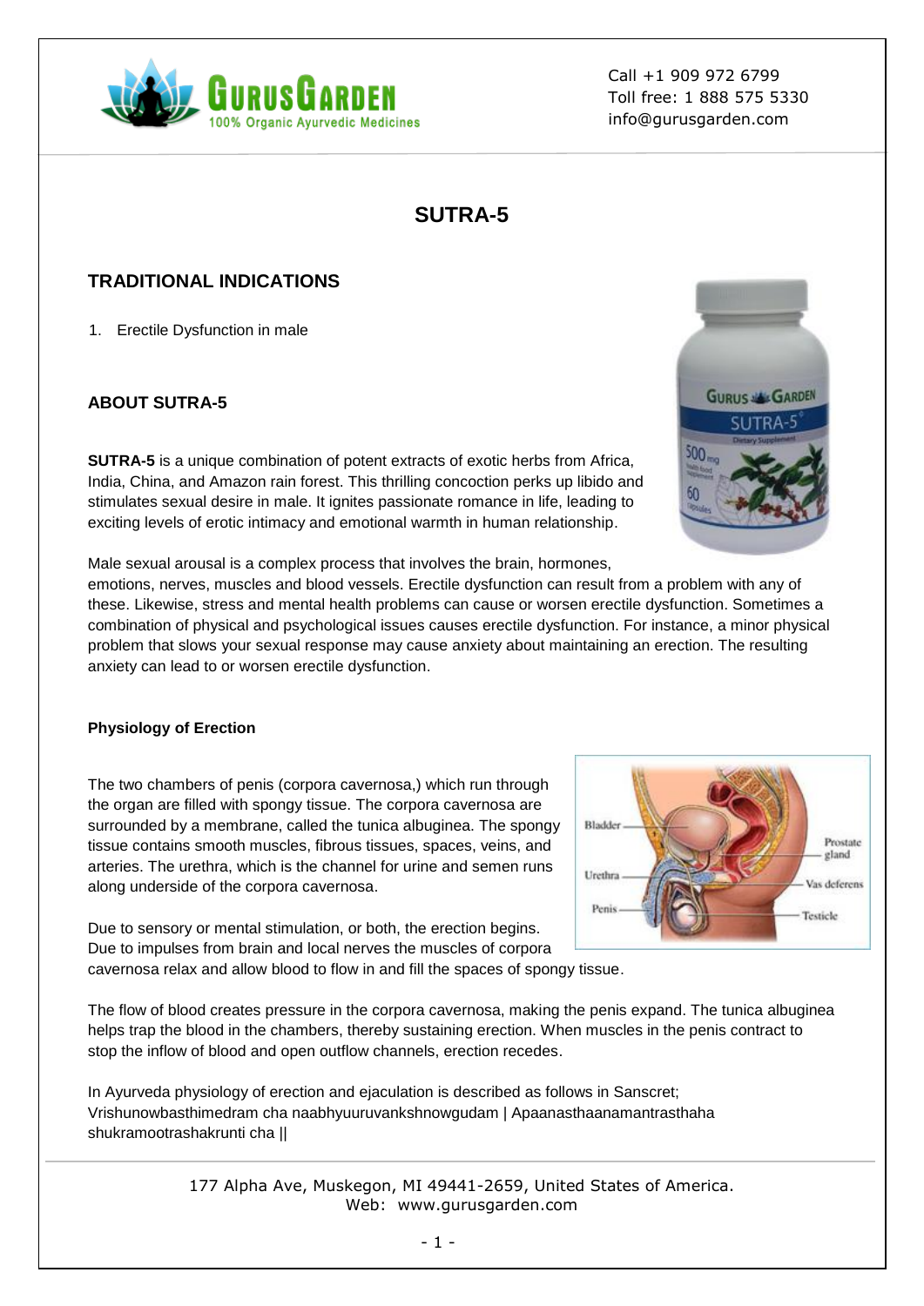Call +1 909 972 6799
Toll free: 1 888 575 5330
info@gurusgarden.com

# SUTRA-5

## TRADITIONAL INDICATIONS

1. Erectile Dysfunction in male

### ABOUT SUTRA-5

**SUTRA-5** is a unique combination of potent extracts of exotic herbs from Africa, India, China, and Amazon rain forest. This thrilling concoction perks up libido and stimulates sexual desire in male. It ignites passionate romance in life, leading to exciting levels of erotic intimacy and emotional warmth in human relationship.

Male sexual arousal is a complex process that involves the brain, hormones, emotions, nerves, muscles and blood vessels. Erectile dysfunction can result from a problem with any of these. Likewise, stress and mental health problems can cause or worsen erectile dysfunction. Sometimes a combination of physical and psychological issues causes erectile dysfunction. For instance, a minor physical problem that slows your sexual response may cause anxiety about maintaining an erection. The resulting anxiety can lead to or worsen erectile dysfunction.

#### Physiology of Erection

The two chambers of penis (corpora cavernosa,) which run through the organ are filled with spongy tissue. The corpora cavernosa are surrounded by a membrane, called the tunica albuginea. The spongy tissue contains smooth muscles, fibrous tissues, spaces, veins, and arteries. The urethra, which is the channel for urine and semen runs along underside of the corpora cavernosa.

Due to sensory or mental stimulation, or both, the erection begins. Due to impulses from brain and local nerves the muscles of corpora cavernosa relax and allow blood to flow in and fill the spaces of spongy tissue.

The flow of blood creates pressure in the corpora cavernosa, making the penis expand. The tunica albuginea helps trap the blood in the chambers, thereby sustaining erection. When muscles in the penis contract to stop the inflow of blood and open outflow channels, erection recedes.

In Ayurveda physiology of erection and ejaculation is described as follows in Sanscret;
Vrishunowbasthimedram cha naabhyuuruvankshnowgudam | Apaanasthaanamantrasthaha shukramootrashakrunti cha ||

177 Alpha Ave, Muskegon, MI 49441-2659, United States of America.
Web: www.gurusgarden.com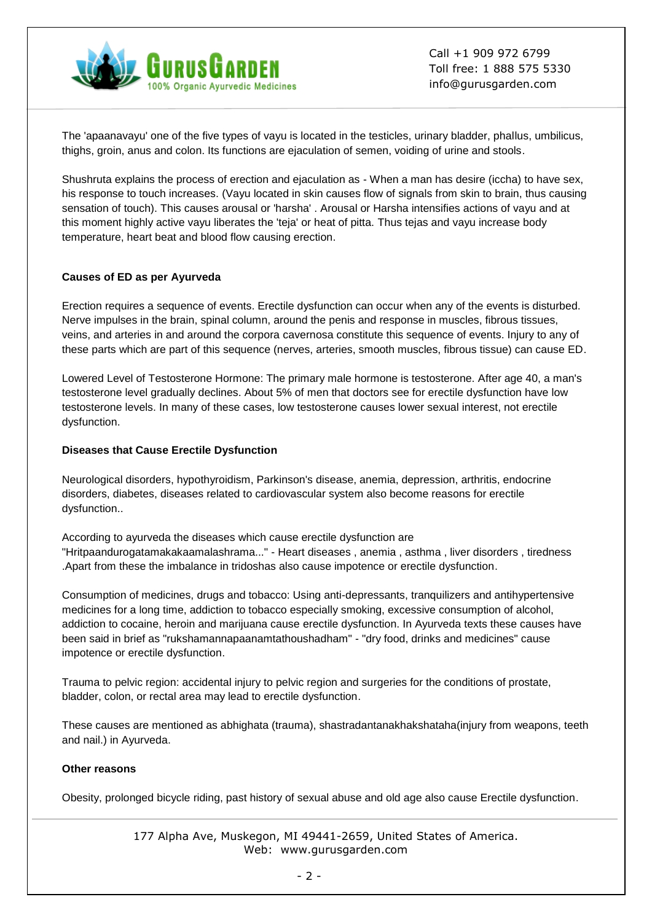The 'apaanavayu' one of the five types of vayu is located in the testicles, urinary bladder, phallus, umbilicus, thighs, groin, anus and colon. Its functions are ejaculation of semen, voiding of urine and stools.

Shushruta explains the process of erection and ejaculation as - When a man has desire (iccha) to have sex, his response to touch increases. (Vayu located in skin causes flow of signals from skin to brain, thus causing sensation of touch). This causes arousal or 'harsha' . Arousal or Harsha intensifies actions of vayu and at this moment highly active vayu liberates the 'teja' or heat of pitta. Thus tejas and vayu increase body temperature, heart beat and blood flow causing erection.

**Causes of ED as per Ayurveda**

Erection requires a sequence of events. Erectile dysfunction can occur when any of the events is disturbed. Nerve impulses in the brain, spinal column, around the penis and response in muscles, fibrous tissues, veins, and arteries in and around the corpora cavernosa constitute this sequence of events. Injury to any of these parts which are part of this sequence (nerves, arteries, smooth muscles, fibrous tissue) can cause ED.

Lowered Level of Testosterone Hormone: The primary male hormone is testosterone. After age 40, a man's testosterone level gradually declines. About 5% of men that doctors see for erectile dysfunction have low testosterone levels. In many of these cases, low testosterone causes lower sexual interest, not erectile dysfunction.

**Diseases that Cause Erectile Dysfunction**

Neurological disorders, hypothyroidism, Parkinson's disease, anemia, depression, arthritis, endocrine disorders, diabetes, diseases related to cardiovascular system also become reasons for erectile dysfunction..

According to ayurveda the diseases which cause erectile dysfunction are "Hritpaandurogatamakakaamalashrama..." - Heart diseases , anemia , asthma , liver disorders , tiredness .Apart from these the imbalance in tridoshas also cause impotence or erectile dysfunction.

Consumption of medicines, drugs and tobacco: Using anti-depressants, tranquilizers and antihypertensive medicines for a long time, addiction to tobacco especially smoking, excessive consumption of alcohol, addiction to cocaine, heroin and marijuana cause erectile dysfunction. In Ayurveda texts these causes have been said in brief as "rukshamannapaanamtathoushadham" - "dry food, drinks and medicines" cause impotence or erectile dysfunction.

Trauma to pelvic region: accidental injury to pelvic region and surgeries for the conditions of prostate, bladder, colon, or rectal area may lead to erectile dysfunction.

These causes are mentioned as abhighata (trauma), shastradantanakhakshataha(injury from weapons, teeth and nail.) in Ayurveda.

**Other reasons**

Obesity, prolonged bicycle riding, past history of sexual abuse and old age also cause Erectile dysfunction.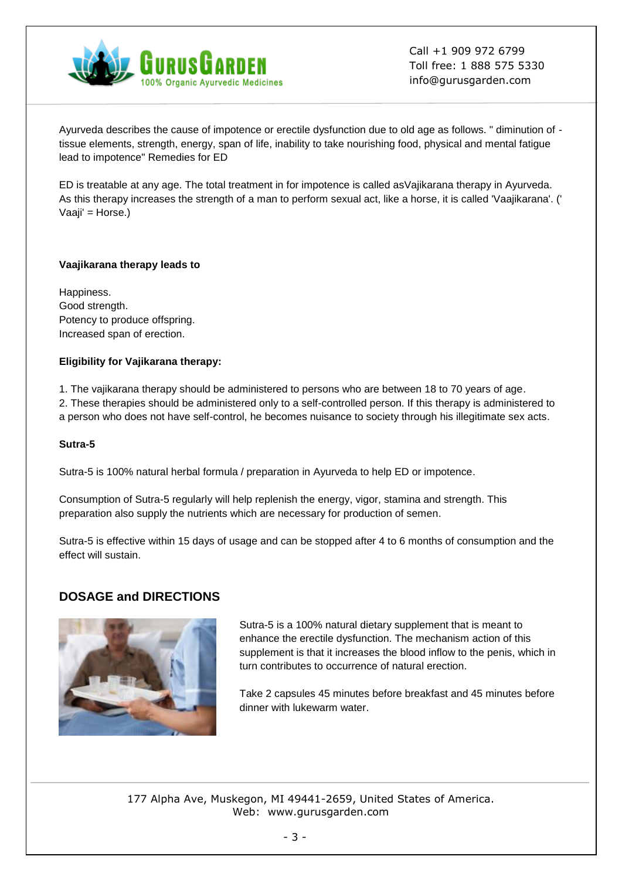Ayurveda describes the cause of impotence or erectile dysfunction due to old age as follows. " diminution of - tissue elements, strength, energy, span of life, inability to take nourishing food, physical and mental fatigue lead to impotence" Remedies for ED

ED is treatable at any age. The total treatment in for impotence is called asVajikarana therapy in Ayurveda. As this therapy increases the strength of a man to perform sexual act, like a horse, it is called 'Vaajikarana'. (' Vaaji' = Horse.)

**Vaajikarana therapy leads to**

Happiness.
Good strength.
Potency to produce offspring.
Increased span of erection.

**Eligibility for Vajikarana therapy:**

1. The vajikarana therapy should be administered to persons who are between 18 to 70 years of age.
2. These therapies should be administered only to a self-controlled person. If this therapy is administered to a person who does not have self-control, he becomes nuisance to society through his illegitimate sex acts.

**Sutra-5**

Sutra-5 is 100% natural herbal formula / preparation in Ayurveda to help ED or impotence.

Consumption of Sutra-5 regularly will help replenish the energy, vigor, stamina and strength. This preparation also supply the nutrients which are necessary for production of semen.

Sutra-5 is effective within 15 days of usage and can be stopped after 4 to 6 months of consumption and the effect will sustain.

## DOSAGE and DIRECTIONS

Sutra-5 is a 100% natural dietary supplement that is meant to enhance the erectile dysfunction. The mechanism action of this supplement is that it increases the blood inflow to the penis, which in turn contributes to occurrence of natural erection.

Take 2 capsules 45 minutes before breakfast and 45 minutes before dinner with lukewarm water.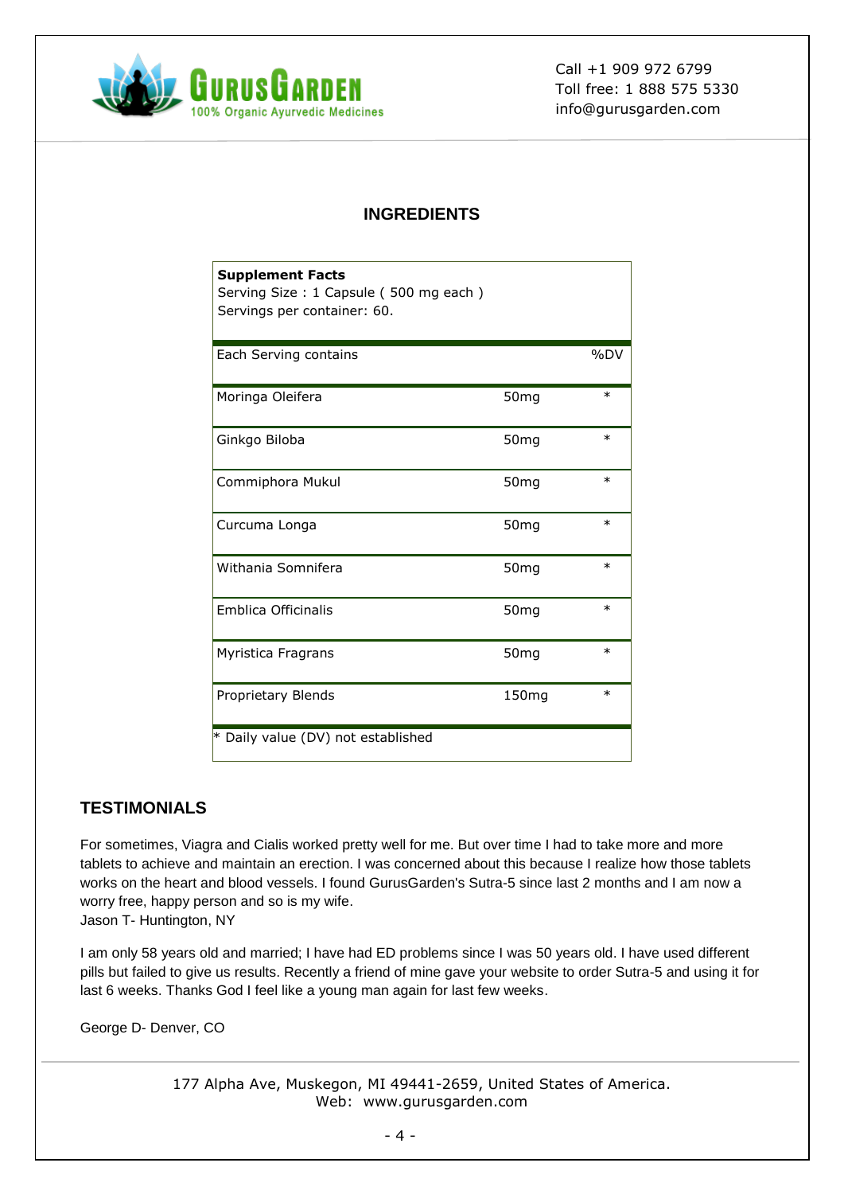## INGREDIENTS

| **Supplement Facts**<br>Serving Size : 1 Capsule ( 500 mg each )<br>Servings per container: 60. | | |
|---|---|---|
| Each Serving contains | | %DV |
| Moringa Oleifera | 50mg | * |
| Ginkgo Biloba | 50mg | * |
| Commiphora Mukul | 50mg | * |
| Curcuma Longa | 50mg | * |
| Withania Somnifera | 50mg | * |
| Emblica Officinalis | 50mg | * |
| Myristica Fragrans | 50mg | * |
| Proprietary Blends | 150mg | * |
| * Daily value (DV) not established | | |

## TESTIMONIALS

For sometimes, Viagra and Cialis worked pretty well for me. But over time I had to take more and more tablets to achieve and maintain an erection. I was concerned about this because I realize how those tablets works on the heart and blood vessels. I found GurusGarden's Sutra-5 since last 2 months and I am now a worry free, happy person and so is my wife.
Jason T- Huntington, NY

I am only 58 years old and married; I have had ED problems since I was 50 years old. I have used different pills but failed to give us results. Recently a friend of mine gave your website to order Sutra-5 and using it for last 6 weeks. Thanks God I feel like a young man again for last few weeks.

George D- Denver, CO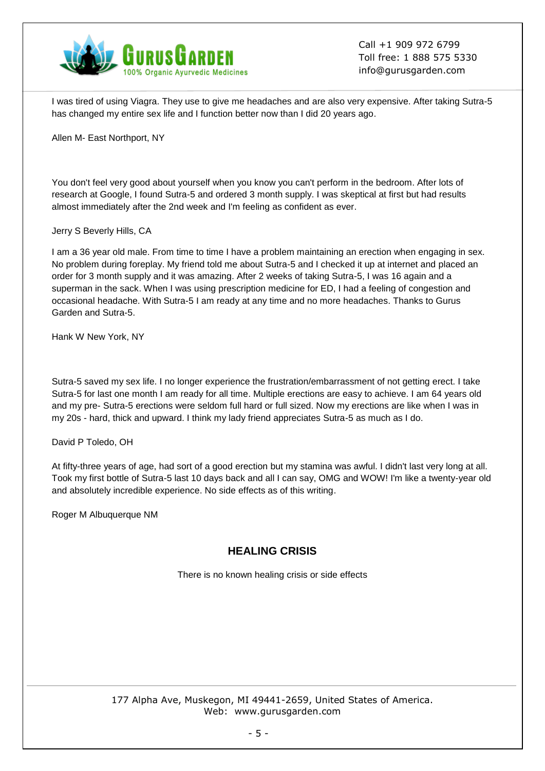I was tired of using Viagra. They use to give me headaches and are also very expensive. After taking Sutra-5 has changed my entire sex life and I function better now than I did 20 years ago.

Allen M- East Northport, NY

You don't feel very good about yourself when you know you can't perform in the bedroom. After lots of research at Google, I found Sutra-5 and ordered 3 month supply. I was skeptical at first but had results almost immediately after the 2nd week and I'm feeling as confident as ever.

Jerry S Beverly Hills, CA

I am a 36 year old male. From time to time I have a problem maintaining an erection when engaging in sex. No problem during foreplay. My friend told me about Sutra-5 and I checked it up at internet and placed an order for 3 month supply and it was amazing. After 2 weeks of taking Sutra-5, I was 16 again and a superman in the sack. When I was using prescription medicine for ED, I had a feeling of congestion and occasional headache. With Sutra-5 I am ready at any time and no more headaches. Thanks to Gurus Garden and Sutra-5.

Hank W New York, NY

Sutra-5 saved my sex life. I no longer experience the frustration/embarrassment of not getting erect. I take Sutra-5 for last one month I am ready for all time. Multiple erections are easy to achieve. I am 64 years old and my pre- Sutra-5 erections were seldom full hard or full sized. Now my erections are like when I was in my 20s - hard, thick and upward. I think my lady friend appreciates Sutra-5 as much as I do.

David P Toledo, OH

At fifty-three years of age, had sort of a good erection but my stamina was awful. I didn't last very long at all. Took my first bottle of Sutra-5 last 10 days back and all I can say, OMG and WOW! I'm like a twenty-year old and absolutely incredible experience. No side effects as of this writing.

Roger M Albuquerque NM

## HEALING CRISIS

There is no known healing crisis or side effects